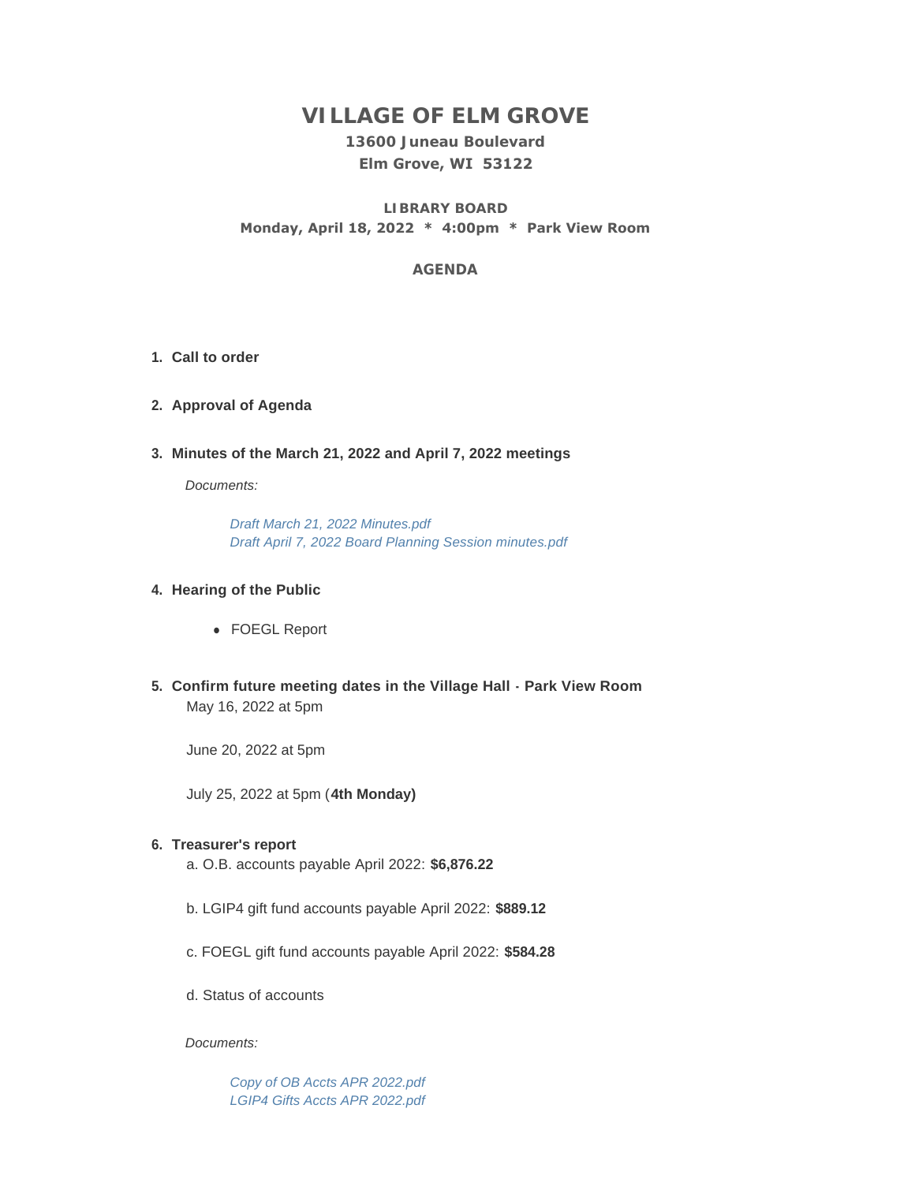# VILLAGE OF ELM GROVE

**13600 Juneau Boulevard**
**Elm Grove, WI 53122**

**LIBRARY BOARD**
**Monday, April 18, 2022 * 4:00pm * Park View Room**

**AGENDA**

1. **Call to order**

2. **Approval of Agenda**

3. **Minutes of the March 21, 2022 and April 7, 2022 meetings**

   *Documents:*

   *Draft March 21, 2022 Minutes.pdf*
   *Draft April 7, 2022 Board Planning Session minutes.pdf*

4. **Hearing of the Public**

   - FOEGL Report

5. **Confirm future meeting dates in the Village Hall - Park View Room**
   May 16, 2022 at 5pm

   June 20, 2022 at 5pm

   July 25, 2022 at 5pm (**4th Monday)**

6. **Treasurer's report**
   a. O.B. accounts payable April 2022: **$6,876.22**

   b. LGIP4 gift fund accounts payable April 2022: **$889.12**

   c. FOEGL gift fund accounts payable April 2022: **$584.28**

   d. Status of accounts

   *Documents:*

   *Copy of OB Accts APR 2022.pdf*
   *LGIP4 Gifts Accts APR 2022.pdf*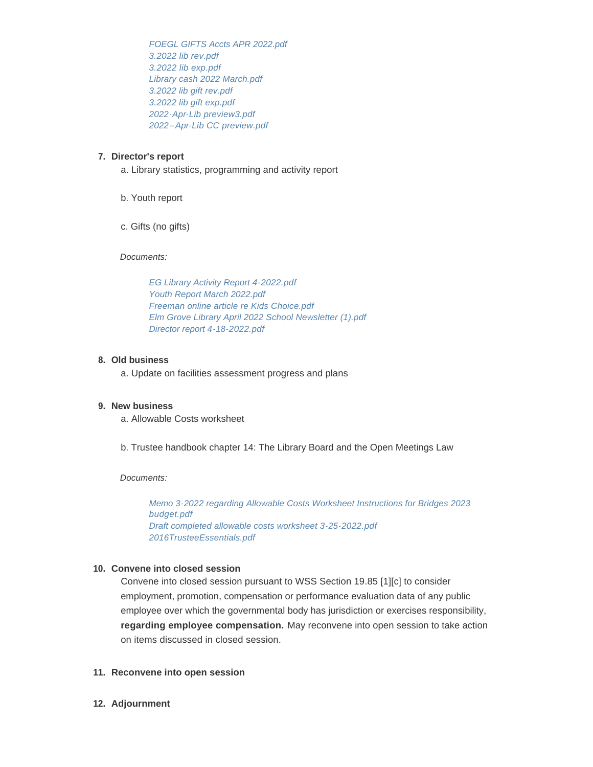*FOEGL GIFTS Accts APR 2022.pdf*
*3.2022 lib rev.pdf*
*3.2022 lib exp.pdf*
*Library cash 2022 March.pdf*
*3.2022 lib gift rev.pdf*
*3.2022 lib gift exp.pdf*
*2022-Apr-Lib preview3.pdf*
*2022--Apr-Lib CC preview.pdf*

7. **Director's report**

   a. Library statistics, programming and activity report

   b. Youth report

   c. Gifts (no gifts)

   *Documents:*

   *EG Library Activity Report 4-2022.pdf*
   *Youth Report March 2022.pdf*
   *Freeman online article re Kids Choice.pdf*
   *Elm Grove Library April 2022 School Newsletter (1).pdf*
   *Director report 4-18-2022.pdf*

8. **Old business**

   a. Update on facilities assessment progress and plans

9. **New business**

   a. Allowable Costs worksheet

   b. Trustee handbook chapter 14: The Library Board and the Open Meetings Law

   *Documents:*

   *Memo 3-2022 regarding Allowable Costs Worksheet Instructions for Bridges 2023 budget.pdf*
   *Draft completed allowable costs worksheet 3-25-2022.pdf*
   *2016TrusteeEssentials.pdf*

10. **Convene into closed session**

    Convene into closed session pursuant to WSS Section 19.85 [1][c] to consider employment, promotion, compensation or performance evaluation data of any public employee over which the governmental body has jurisdiction or exercises responsibility, **regarding employee compensation.** May reconvene into open session to take action on items discussed in closed session.

11. **Reconvene into open session**

12. **Adjournment**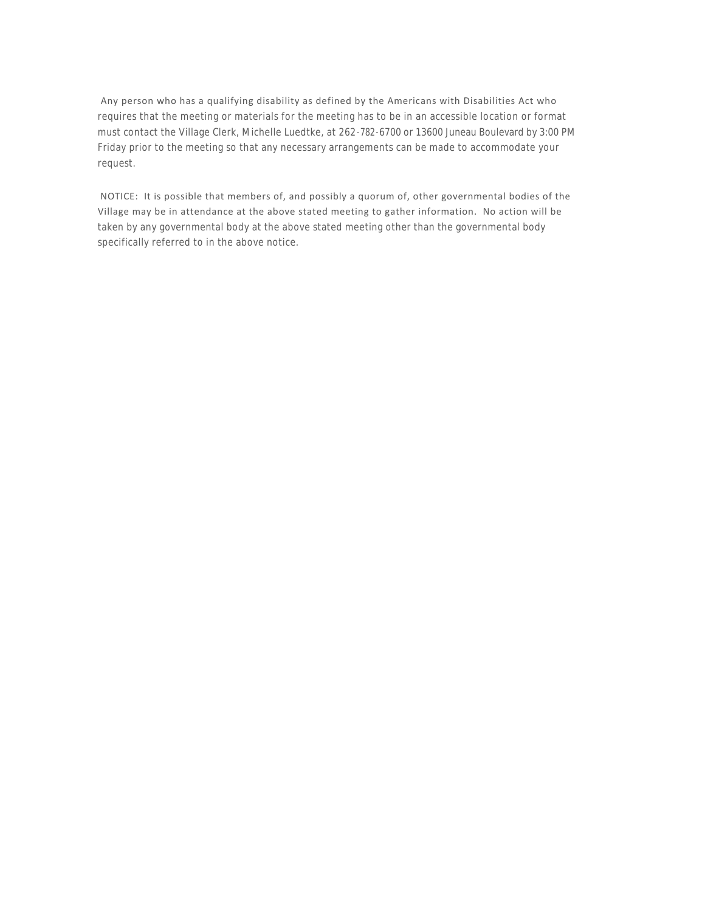Any person who has a qualifying disability as defined by the Americans with Disabilities Act who requires that the meeting or materials for the meeting has to be in an accessible location or format must contact the Village Clerk, Michelle Luedtke, at 262-782-6700 or 13600 Juneau Boulevard by 3:00 PM Friday prior to the meeting so that any necessary arrangements can be made to accommodate your request.

NOTICE: It is possible that members of, and possibly a quorum of, other governmental bodies of the Village may be in attendance at the above stated meeting to gather information. No action will be taken by any governmental body at the above stated meeting other than the governmental body specifically referred to in the above notice.